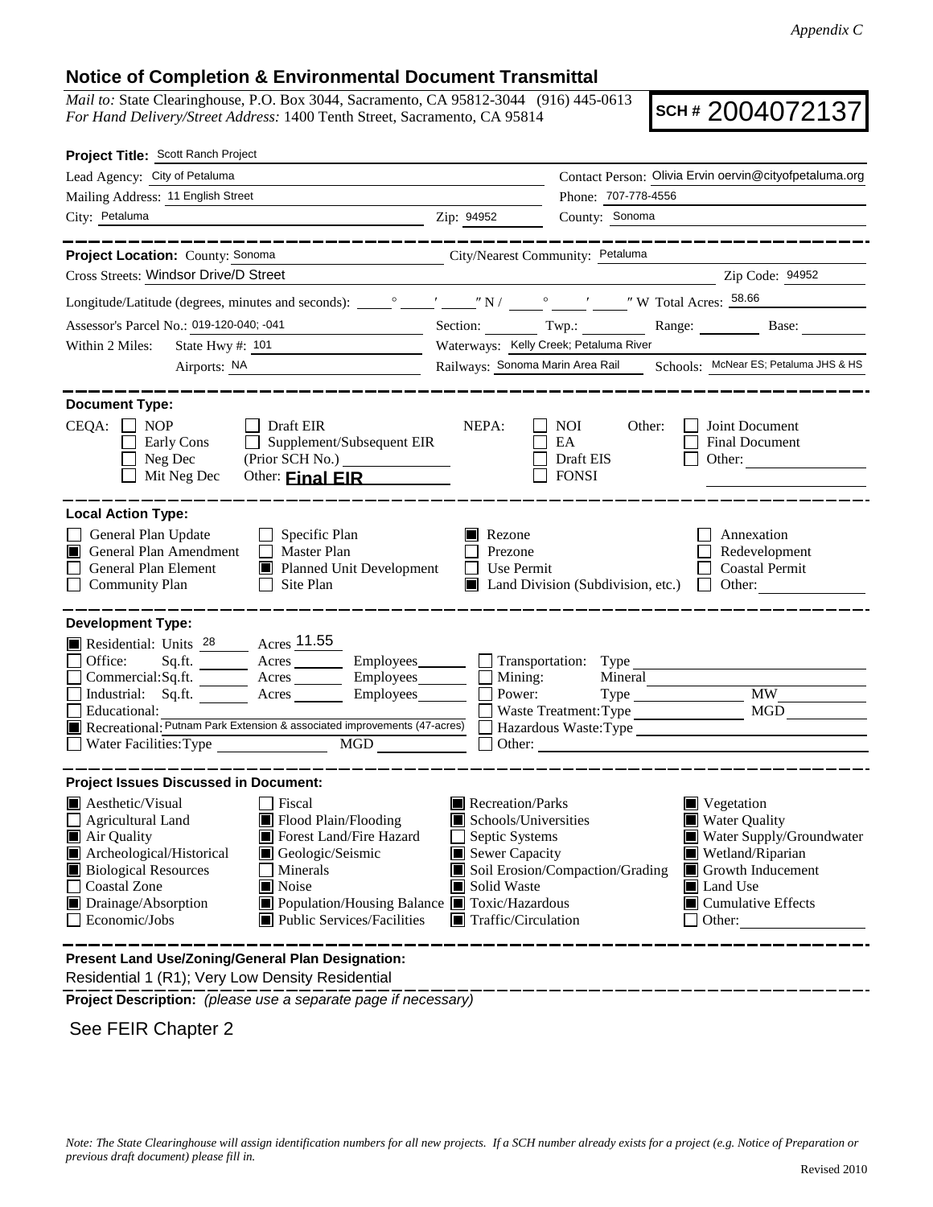*Appendix C*

## Notice of Completion & Environmental Document Transmittal

*Mail to:* State Clearinghouse, P.O. Box 3044, Sacramento, CA 95812-3044 (916) 445-0613
*For Hand Delivery/Street Address:* 1400 Tenth Street, Sacramento, CA 95814

**SCH #** 2004072137

**Project Title:** Scott Ranch Project

Lead Agency: City of Petaluma
Contact Person: Olivia Ervin oervin@cityofpetaluma.org
Mailing Address: 11 English Street
Phone: 707-778-4556
City: Petaluma
Zip: 94952
County: Sonoma

---

**Project Location:** County: Sonoma
City/Nearest Community: Petaluma
Cross Streets: Windsor Drive/D Street
Zip Code: 94952

Longitude/Latitude (degrees, minutes and seconds): \_\_\_° \_\_\_′ \_\_\_″ N / \_\_\_° \_\_\_′ \_\_\_″ W Total Acres: 58.66

Assessor's Parcel No.: 019-120-040; -041
Section: \_\_\_ Twp.: \_\_\_ Range: \_\_\_ Base: \_\_\_

Within 2 Miles: State Hwy #: 101
Waterways: Kelly Creek; Petaluma River
Airports: NA
Railways: Sonoma Marin Area Rail
Schools: McNear ES; Petaluma JHS & HS

---

**Document Type:**

CEQA:
- [ ] NOP
- [ ] Early Cons
- [ ] Neg Dec
- [ ] Mit Neg Dec
- [ ] Draft EIR
- [ ] Supplement/Subsequent EIR (Prior SCH No.) \_\_\_\_\_\_
- Other: **Final EIR**

NEPA:
- [ ] NOI
- [ ] EA
- [ ] Draft EIS
- [ ] FONSI

Other:
- [ ] Joint Document
- [ ] Final Document
- [ ] Other: \_\_\_\_\_\_

---

**Local Action Type:**

- [ ] General Plan Update
- [x] General Plan Amendment
- [ ] General Plan Element
- [ ] Community Plan
- [ ] Specific Plan
- [ ] Master Plan
- [x] Planned Unit Development
- [ ] Site Plan
- [x] Rezone
- [ ] Prezone
- [ ] Use Permit
- [x] Land Division (Subdivision, etc.)
- [ ] Annexation
- [ ] Redevelopment
- [ ] Coastal Permit
- [ ] Other: \_\_\_\_\_\_

---

**Development Type:**

- [x] Residential: Units 28 Acres 11.55
- [ ] Office: Sq.ft. \_\_\_ Acres \_\_\_ Employees \_\_\_
- [ ] Commercial: Sq.ft. \_\_\_ Acres \_\_\_ Employees \_\_\_
- [ ] Industrial: Sq.ft. \_\_\_ Acres \_\_\_ Employees \_\_\_
- [ ] Educational: \_\_\_
- [x] Recreational: Putnam Park Extension & associated improvements (47-acres)
- [ ] Water Facilities: Type \_\_\_ MGD \_\_\_
- [ ] Transportation: Type \_\_\_
- [ ] Mining: Mineral \_\_\_
- [ ] Power: Type \_\_\_ MW \_\_\_
- [ ] Waste Treatment: Type \_\_\_ MGD \_\_\_
- [ ] Hazardous Waste: Type \_\_\_
- [ ] Other: \_\_\_

---

**Project Issues Discussed in Document:**

- [x] Aesthetic/Visual
- [ ] Agricultural Land
- [x] Air Quality
- [x] Archeological/Historical
- [x] Biological Resources
- [ ] Coastal Zone
- [x] Drainage/Absorption
- [ ] Economic/Jobs
- [ ] Fiscal
- [x] Flood Plain/Flooding
- [x] Forest Land/Fire Hazard
- [x] Geologic/Seismic
- [ ] Minerals
- [x] Noise
- [x] Population/Housing Balance
- [x] Public Services/Facilities
- [x] Recreation/Parks
- [x] Schools/Universities
- [ ] Septic Systems
- [x] Sewer Capacity
- [x] Soil Erosion/Compaction/Grading
- [x] Solid Waste
- [x] Toxic/Hazardous
- [x] Traffic/Circulation
- [x] Vegetation
- [x] Water Quality
- [x] Water Supply/Groundwater
- [x] Wetland/Riparian
- [x] Growth Inducement
- [x] Land Use
- [x] Cumulative Effects
- [ ] Other: \_\_\_

---

**Present Land Use/Zoning/General Plan Designation:**

Residential 1 (R1); Very Low Density Residential

**Project Description:** *(please use a separate page if necessary)*

See FEIR Chapter 2

*Note: The State Clearinghouse will assign identification numbers for all new projects. If a SCH number already exists for a project (e.g. Notice of Preparation or previous draft document) please fill in.*

Revised 2010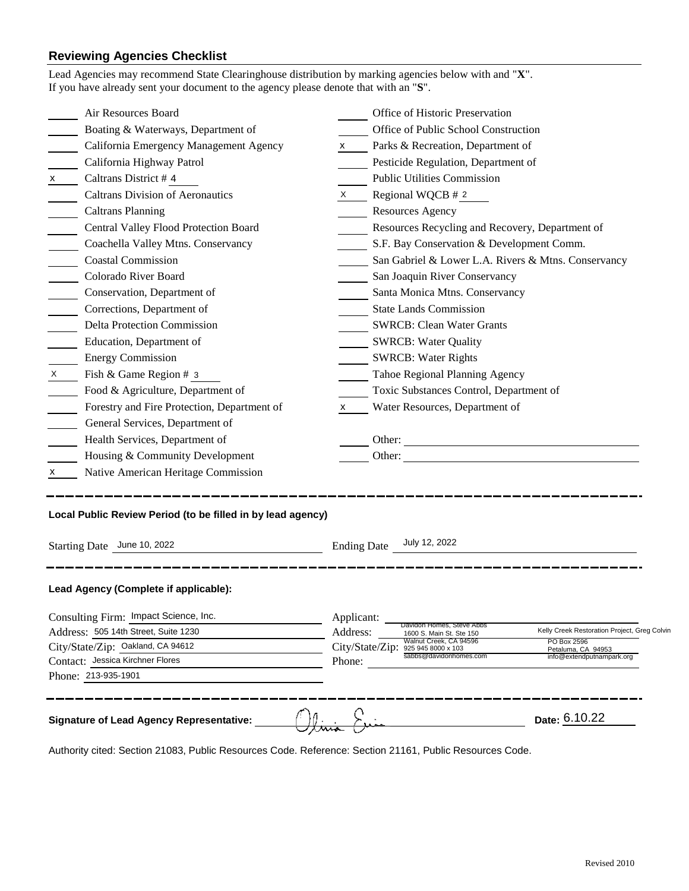## Reviewing Agencies Checklist

Lead Agencies may recommend State Clearinghouse distribution by marking agencies below with and "**X**". If you have already sent your document to the agency please denote that with an "**S**".

| | | | |
|---|---|---|---|
| | Air Resources Board | | Office of Historic Preservation |
| | Boating & Waterways, Department of | | Office of Public School Construction |
| | California Emergency Management Agency | x | Parks & Recreation, Department of |
| | California Highway Patrol | | Pesticide Regulation, Department of |
| x | Caltrans District # 4 | | Public Utilities Commission |
| | Caltrans Division of Aeronautics | X | Regional WQCB # 2 |
| | Caltrans Planning | | Resources Agency |
| | Central Valley Flood Protection Board | | Resources Recycling and Recovery, Department of |
| | Coachella Valley Mtns. Conservancy | | S.F. Bay Conservation & Development Comm. |
| | Coastal Commission | | San Gabriel & Lower L.A. Rivers & Mtns. Conservancy |
| | Colorado River Board | | San Joaquin River Conservancy |
| | Conservation, Department of | | Santa Monica Mtns. Conservancy |
| | Corrections, Department of | | State Lands Commission |
| | Delta Protection Commission | | SWRCB: Clean Water Grants |
| | Education, Department of | | SWRCB: Water Quality |
| | Energy Commission | | SWRCB: Water Rights |
| X | Fish & Game Region # 3 | | Tahoe Regional Planning Agency |
| | Food & Agriculture, Department of | | Toxic Substances Control, Department of |
| | Forestry and Fire Protection, Department of | x | Water Resources, Department of |
| | General Services, Department of | | |
| | Health Services, Department of | | Other: |
| | Housing & Community Development | | Other: |
| x | Native American Heritage Commission | | |

---

**Local Public Review Period (to be filled in by lead agency)**

Starting Date June 10, 2022 Ending Date July 12, 2022

---

**Lead Agency (Complete if applicable):**

Consulting Firm: Impact Science, Inc.
Address: 505 14th Street, Suite 1230
City/State/Zip: Oakland, CA 94612
Contact: Jessica Kirchner Flores
Phone: 213-935-1901

Applicant: Davidon Homes, Steve Abbs; Kelly Creek Restoration Project, Greg Colvin
Address: 1600 S. Main St. Ste 150; PO Box 2596
City/State/Zip: Walnut Creek, CA 94596; Petaluma, CA 94953
Phone: 925 945 8000 x 103; sabbs@davidonhomes.com; info@extendputnampark.org

---

**Signature of Lead Agency Representative:** Olivia Ervin **Date:** 6.10.22

Authority cited: Section 21083, Public Resources Code. Reference: Section 21161, Public Resources Code.

Revised 2010